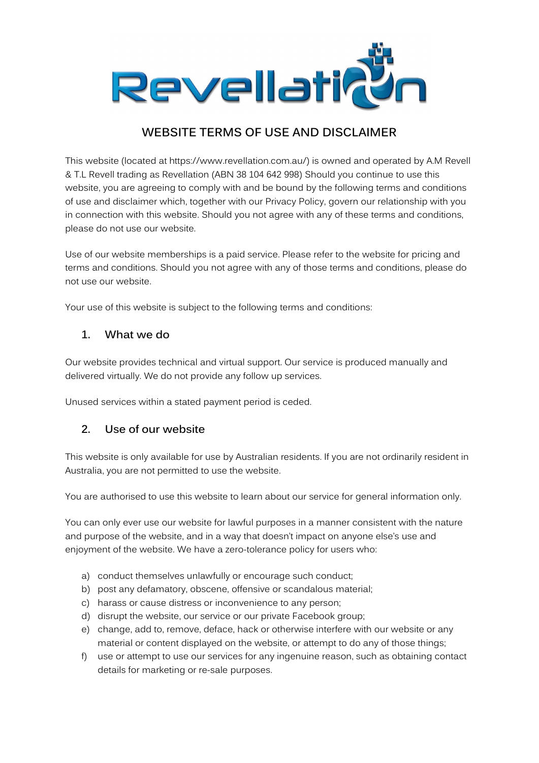# WEBSITE TERMS OF USE AND DISCLAIMER

This website (located at https://www.revellation.com.au/) is owned and operated by A.M Revell & T.L Revell trading as Revellation (ABN 38 104 642 998) Should you continue to use this website, you are agreeing to comply with and be bound by the following terms and conditions of use and disclaimer which, together with our Privacy Policy, govern our relationship with you in connection with this website. Should you not agree with any of these terms and conditions, please do not use our website.

Use of our website memberships is a paid service. Please refer to the website for pricing and terms and conditions. Should you not agree with any of those terms and conditions, please do not use our website.

Your use of this website is subject to the following terms and conditions:

## 1. What we do

Our website provides technical and virtual support. Our service is produced manually and delivered virtually. We do not provide any follow up services.

Unused services within a stated payment period is ceded.

## 2. Use of our website

This website is only available for use by Australian residents. If you are not ordinarily resident in Australia, you are not permitted to use the website.

You are authorised to use this website to learn about our service for general information only.

You can only ever use our website for lawful purposes in a manner consistent with the nature and purpose of the website, and in a way that doesn't impact on anyone else's use and enjoyment of the website. We have a zero-tolerance policy for users who:

a) conduct themselves unlawfully or encourage such conduct;
b) post any defamatory, obscene, offensive or scandalous material;
c) harass or cause distress or inconvenience to any person;
d) disrupt the website, our service or our private Facebook group;
e) change, add to, remove, deface, hack or otherwise interfere with our website or any material or content displayed on the website, or attempt to do any of those things;
f) use or attempt to use our services for any ingenuine reason, such as obtaining contact details for marketing or re-sale purposes.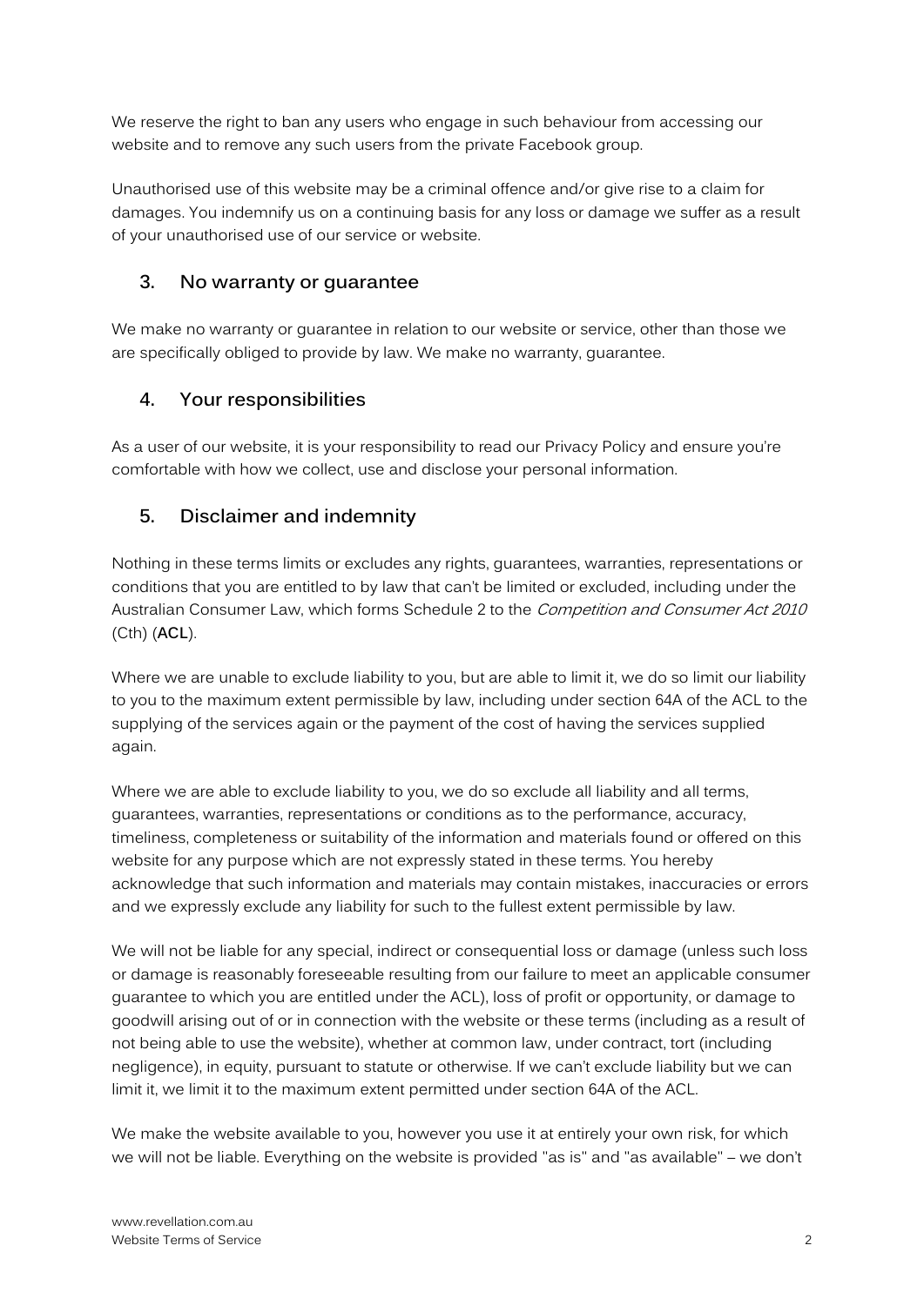We reserve the right to ban any users who engage in such behaviour from accessing our website and to remove any such users from the private Facebook group.

Unauthorised use of this website may be a criminal offence and/or give rise to a claim for damages. You indemnify us on a continuing basis for any loss or damage we suffer as a result of your unauthorised use of our service or website.

## 3. No warranty or guarantee

We make no warranty or guarantee in relation to our website or service, other than those we are specifically obliged to provide by law. We make no warranty, guarantee.

## 4. Your responsibilities

As a user of our website, it is your responsibility to read our Privacy Policy and ensure you're comfortable with how we collect, use and disclose your personal information.

## 5. Disclaimer and indemnity

Nothing in these terms limits or excludes any rights, guarantees, warranties, representations or conditions that you are entitled to by law that can't be limited or excluded, including under the Australian Consumer Law, which forms Schedule 2 to the *Competition and Consumer Act 2010* (Cth) (**ACL**).

Where we are unable to exclude liability to you, but are able to limit it, we do so limit our liability to you to the maximum extent permissible by law, including under section 64A of the ACL to the supplying of the services again or the payment of the cost of having the services supplied again.

Where we are able to exclude liability to you, we do so exclude all liability and all terms, guarantees, warranties, representations or conditions as to the performance, accuracy, timeliness, completeness or suitability of the information and materials found or offered on this website for any purpose which are not expressly stated in these terms. You hereby acknowledge that such information and materials may contain mistakes, inaccuracies or errors and we expressly exclude any liability for such to the fullest extent permissible by law.

We will not be liable for any special, indirect or consequential loss or damage (unless such loss or damage is reasonably foreseeable resulting from our failure to meet an applicable consumer guarantee to which you are entitled under the ACL), loss of profit or opportunity, or damage to goodwill arising out of or in connection with the website or these terms (including as a result of not being able to use the website), whether at common law, under contract, tort (including negligence), in equity, pursuant to statute or otherwise. If we can't exclude liability but we can limit it, we limit it to the maximum extent permitted under section 64A of the ACL.

We make the website available to you, however you use it at entirely your own risk, for which we will not be liable. Everything on the website is provided "as is" and "as available" – we don't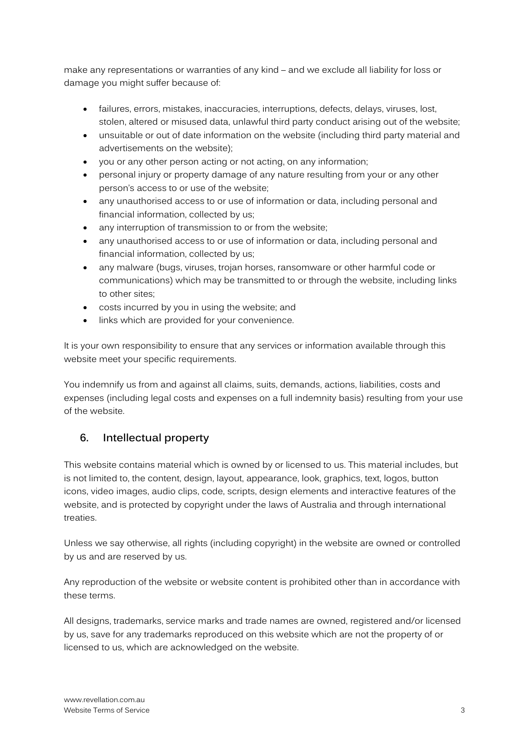make any representations or warranties of any kind – and we exclude all liability for loss or damage you might suffer because of:

- failures, errors, mistakes, inaccuracies, interruptions, defects, delays, viruses, lost, stolen, altered or misused data, unlawful third party conduct arising out of the website;
- unsuitable or out of date information on the website (including third party material and advertisements on the website);
- you or any other person acting or not acting, on any information;
- personal injury or property damage of any nature resulting from your or any other person's access to or use of the website;
- any unauthorised access to or use of information or data, including personal and financial information, collected by us;
- any interruption of transmission to or from the website;
- any unauthorised access to or use of information or data, including personal and financial information, collected by us;
- any malware (bugs, viruses, trojan horses, ransomware or other harmful code or communications) which may be transmitted to or through the website, including links to other sites;
- costs incurred by you in using the website; and
- links which are provided for your convenience.

It is your own responsibility to ensure that any services or information available through this website meet your specific requirements.

You indemnify us from and against all claims, suits, demands, actions, liabilities, costs and expenses (including legal costs and expenses on a full indemnity basis) resulting from your use of the website.

## 6. Intellectual property

This website contains material which is owned by or licensed to us. This material includes, but is not limited to, the content, design, layout, appearance, look, graphics, text, logos, button icons, video images, audio clips, code, scripts, design elements and interactive features of the website, and is protected by copyright under the laws of Australia and through international treaties.

Unless we say otherwise, all rights (including copyright) in the website are owned or controlled by us and are reserved by us.

Any reproduction of the website or website content is prohibited other than in accordance with these terms.

All designs, trademarks, service marks and trade names are owned, registered and/or licensed by us, save for any trademarks reproduced on this website which are not the property of or licensed to us, which are acknowledged on the website.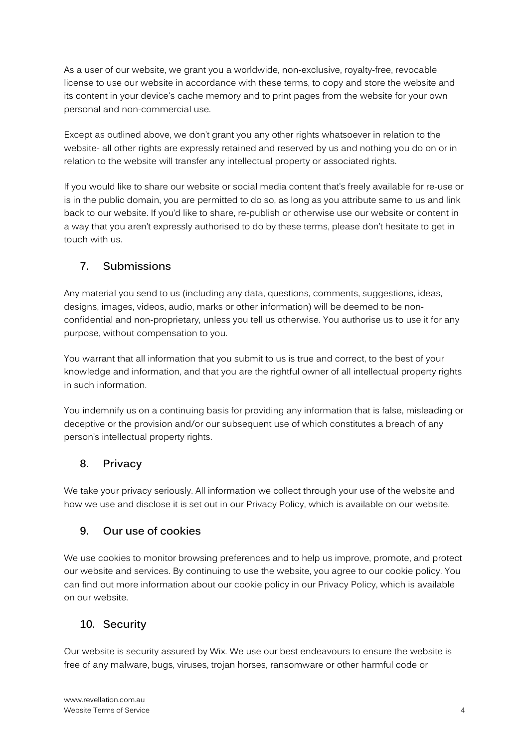As a user of our website, we grant you a worldwide, non-exclusive, royalty-free, revocable license to use our website in accordance with these terms, to copy and store the website and its content in your device's cache memory and to print pages from the website for your own personal and non-commercial use.

Except as outlined above, we don't grant you any other rights whatsoever in relation to the website- all other rights are expressly retained and reserved by us and nothing you do on or in relation to the website will transfer any intellectual property or associated rights.

If you would like to share our website or social media content that's freely available for re-use or is in the public domain, you are permitted to do so, as long as you attribute same to us and link back to our website. If you'd like to share, re-publish or otherwise use our website or content in a way that you aren't expressly authorised to do by these terms, please don't hesitate to get in touch with us.

## 7. Submissions

Any material you send to us (including any data, questions, comments, suggestions, ideas, designs, images, videos, audio, marks or other information) will be deemed to be non-confidential and non-proprietary, unless you tell us otherwise. You authorise us to use it for any purpose, without compensation to you.

You warrant that all information that you submit to us is true and correct, to the best of your knowledge and information, and that you are the rightful owner of all intellectual property rights in such information.

You indemnify us on a continuing basis for providing any information that is false, misleading or deceptive or the provision and/or our subsequent use of which constitutes a breach of any person's intellectual property rights.

## 8. Privacy

We take your privacy seriously. All information we collect through your use of the website and how we use and disclose it is set out in our Privacy Policy, which is available on our website.

## 9. Our use of cookies

We use cookies to monitor browsing preferences and to help us improve, promote, and protect our website and services. By continuing to use the website, you agree to our cookie policy. You can find out more information about our cookie policy in our Privacy Policy, which is available on our website.

## 10. Security

Our website is security assured by Wix. We use our best endeavours to ensure the website is free of any malware, bugs, viruses, trojan horses, ransomware or other harmful code or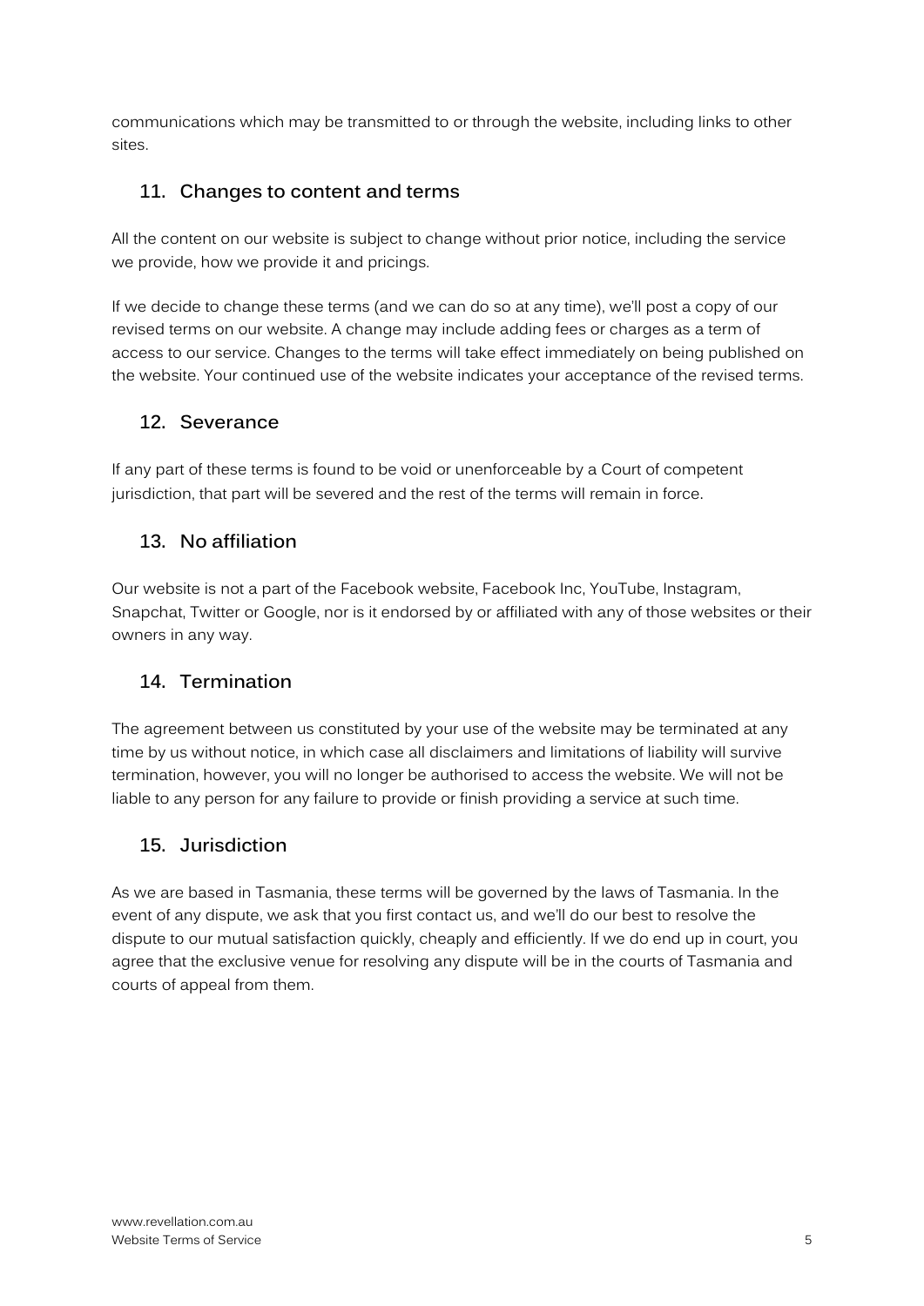communications which may be transmitted to or through the website, including links to other sites.

## 11. Changes to content and terms

All the content on our website is subject to change without prior notice, including the service we provide, how we provide it and pricings.

If we decide to change these terms (and we can do so at any time), we'll post a copy of our revised terms on our website. A change may include adding fees or charges as a term of access to our service. Changes to the terms will take effect immediately on being published on the website. Your continued use of the website indicates your acceptance of the revised terms.

## 12. Severance

If any part of these terms is found to be void or unenforceable by a Court of competent jurisdiction, that part will be severed and the rest of the terms will remain in force.

## 13. No affiliation

Our website is not a part of the Facebook website, Facebook Inc, YouTube, Instagram, Snapchat, Twitter or Google, nor is it endorsed by or affiliated with any of those websites or their owners in any way.

## 14. Termination

The agreement between us constituted by your use of the website may be terminated at any time by us without notice, in which case all disclaimers and limitations of liability will survive termination, however, you will no longer be authorised to access the website. We will not be liable to any person for any failure to provide or finish providing a service at such time.

## 15. Jurisdiction

As we are based in Tasmania, these terms will be governed by the laws of Tasmania. In the event of any dispute, we ask that you first contact us, and we'll do our best to resolve the dispute to our mutual satisfaction quickly, cheaply and efficiently. If we do end up in court, you agree that the exclusive venue for resolving any dispute will be in the courts of Tasmania and courts of appeal from them.